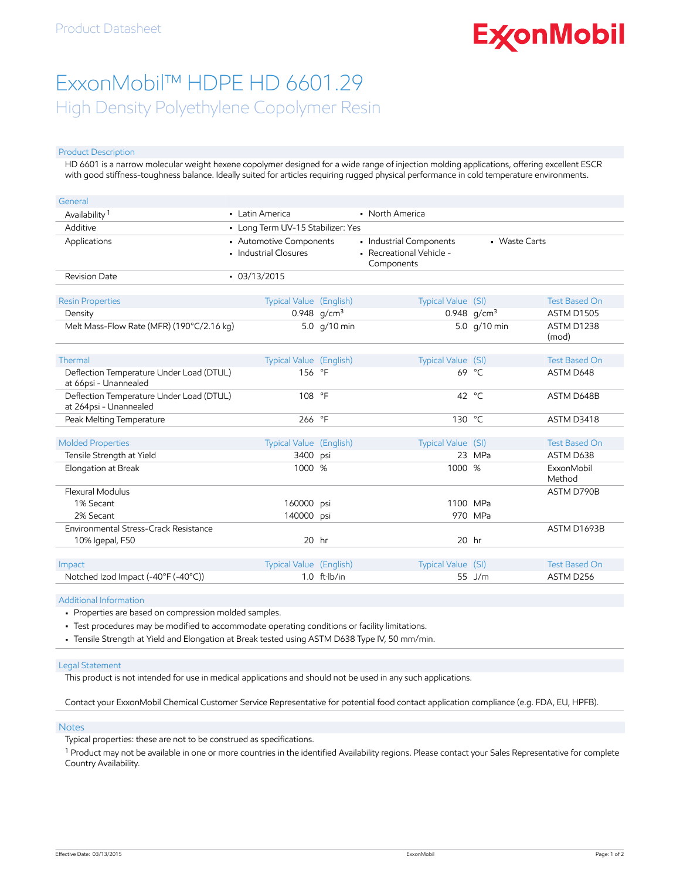Product Datasheet

# ExxonMobil™ HDPE HD 6601.29

## High Density Polyethylene Copolymer Resin

### Product Description

HD 6601 is a narrow molecular weight hexene copolymer designed for a wide range of injection molding applications, offering excellent ESCR with good stiffness-toughness balance. Ideally suited for articles requiring rugged physical performance in cold temperature environments.

| General | | | |
|---|---|---|---|
| Availability [1] | • Latin America | • North America | |
| Additive | • Long Term UV-15 Stabilizer: Yes | | |
| Applications | • Automotive Components<br>• Industrial Closures | • Industrial Components<br>• Recreational Vehicle - Components | • Waste Carts |
| Revision Date | • 03/13/2015 | | |

| Resin Properties | Typical Value (English) | Typical Value (SI) | Test Based On |
|---|---|---|---|
| Density | 0.948 g/cm³ | 0.948 g/cm³ | ASTM D1505 |
| Melt Mass-Flow Rate (MFR) (190°C/2.16 kg) | 5.0 g/10 min | 5.0 g/10 min | ASTM D1238 (mod) |

| Thermal | Typical Value (English) | Typical Value (SI) | Test Based On |
|---|---|---|---|
| Deflection Temperature Under Load (DTUL) at 66psi - Unannealed | 156 °F | 69 °C | ASTM D648 |
| Deflection Temperature Under Load (DTUL) at 264psi - Unannealed | 108 °F | 42 °C | ASTM D648B |
| Peak Melting Temperature | 266 °F | 130 °C | ASTM D3418 |

| Molded Properties | Typical Value (English) | Typical Value (SI) | Test Based On |
|---|---|---|---|
| Tensile Strength at Yield | 3400 psi | 23 MPa | ASTM D638 |
| Elongation at Break | 1000 % | 1000 % | ExxonMobil Method |
| Flexural Modulus | | | ASTM D790B |
| 1% Secant | 160000 psi | 1100 MPa | |
| 2% Secant | 140000 psi | 970 MPa | |
| Environmental Stress-Crack Resistance | | | ASTM D1693B |
| 10% Igepal, F50 | 20 hr | 20 hr | |

| Impact | Typical Value (English) | Typical Value (SI) | Test Based On |
|---|---|---|---|
| Notched Izod Impact (-40°F (-40°C)) | 1.0 ft·lb/in | 55 J/m | ASTM D256 |

### Additional Information

- Properties are based on compression molded samples.
- Test procedures may be modified to accommodate operating conditions or facility limitations.
- Tensile Strength at Yield and Elongation at Break tested using ASTM D638 Type IV, 50 mm/min.

### Legal Statement

This product is not intended for use in medical applications and should not be used in any such applications.

Contact your ExxonMobil Chemical Customer Service Representative for potential food contact application compliance (e.g. FDA, EU, HPFB).

### Notes

Typical properties: these are not to be construed as specifications.

[1] Product may not be available in one or more countries in the identified Availability regions. Please contact your Sales Representative for complete Country Availability.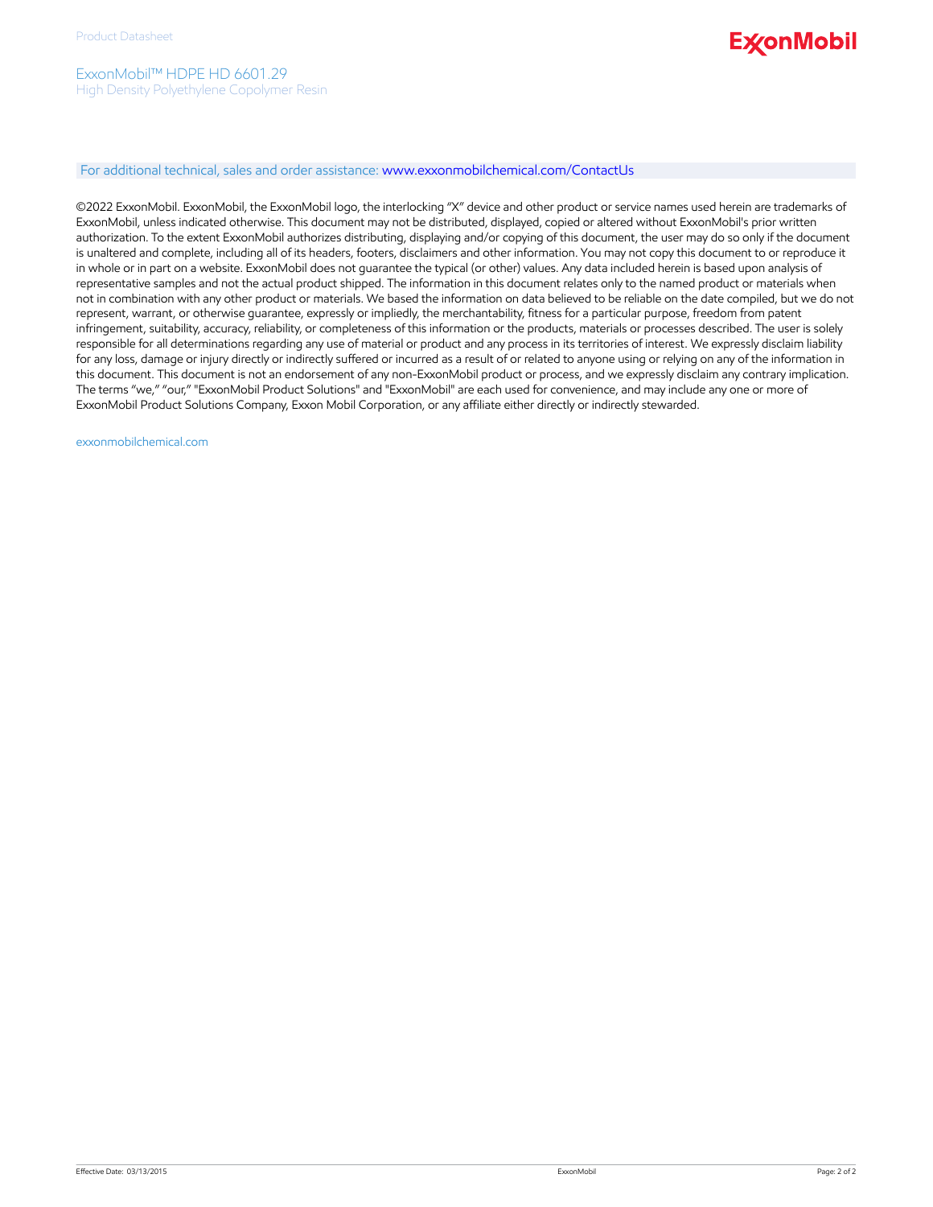For additional technical, sales and order assistance: www.exxonmobilchemical.com/ContactUs

©2022 ExxonMobil. ExxonMobil, the ExxonMobil logo, the interlocking "X" device and other product or service names used herein are trademarks of ExxonMobil, unless indicated otherwise. This document may not be distributed, displayed, copied or altered without ExxonMobil's prior written authorization. To the extent ExxonMobil authorizes distributing, displaying and/or copying of this document, the user may do so only if the document is unaltered and complete, including all of its headers, footers, disclaimers and other information. You may not copy this document to or reproduce it in whole or in part on a website. ExxonMobil does not guarantee the typical (or other) values. Any data included herein is based upon analysis of representative samples and not the actual product shipped. The information in this document relates only to the named product or materials when not in combination with any other product or materials. We based the information on data believed to be reliable on the date compiled, but we do not represent, warrant, or otherwise guarantee, expressly or impliedly, the merchantability, fitness for a particular purpose, freedom from patent infringement, suitability, accuracy, reliability, or completeness of this information or the products, materials or processes described. The user is solely responsible for all determinations regarding any use of material or product and any process in its territories of interest. We expressly disclaim liability for any loss, damage or injury directly or indirectly suffered or incurred as a result of or related to anyone using or relying on any of the information in this document. This document is not an endorsement of any non-ExxonMobil product or process, and we expressly disclaim any contrary implication. The terms "we," "our," "ExxonMobil Product Solutions" and "ExxonMobil" are each used for convenience, and may include any one or more of ExxonMobil Product Solutions Company, Exxon Mobil Corporation, or any affiliate either directly or indirectly stewarded.

exxonmobilchemical.com

Effective Date: 03/13/2015